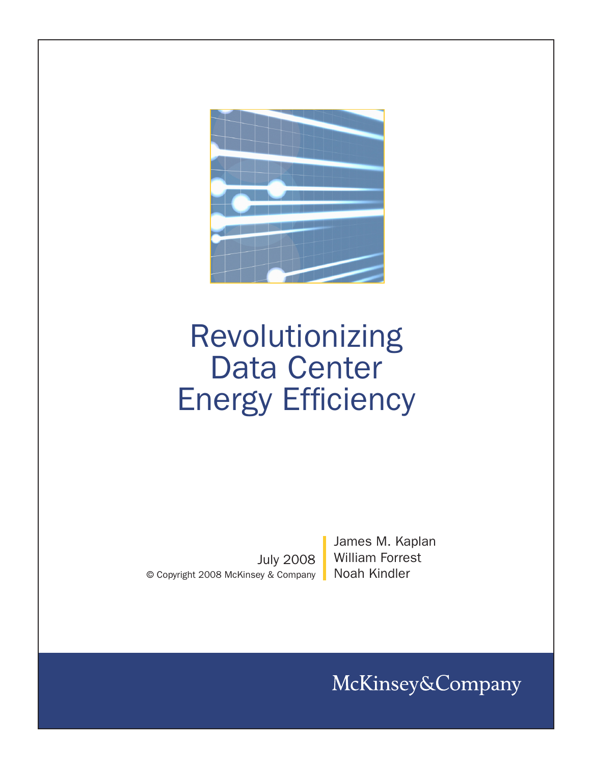# Revolutionizing Data Center Energy Efficiency

July 2008
© Copyright 2008 McKinsey & Company

James M. Kaplan
William Forrest
Noah Kindler

McKinsey&Company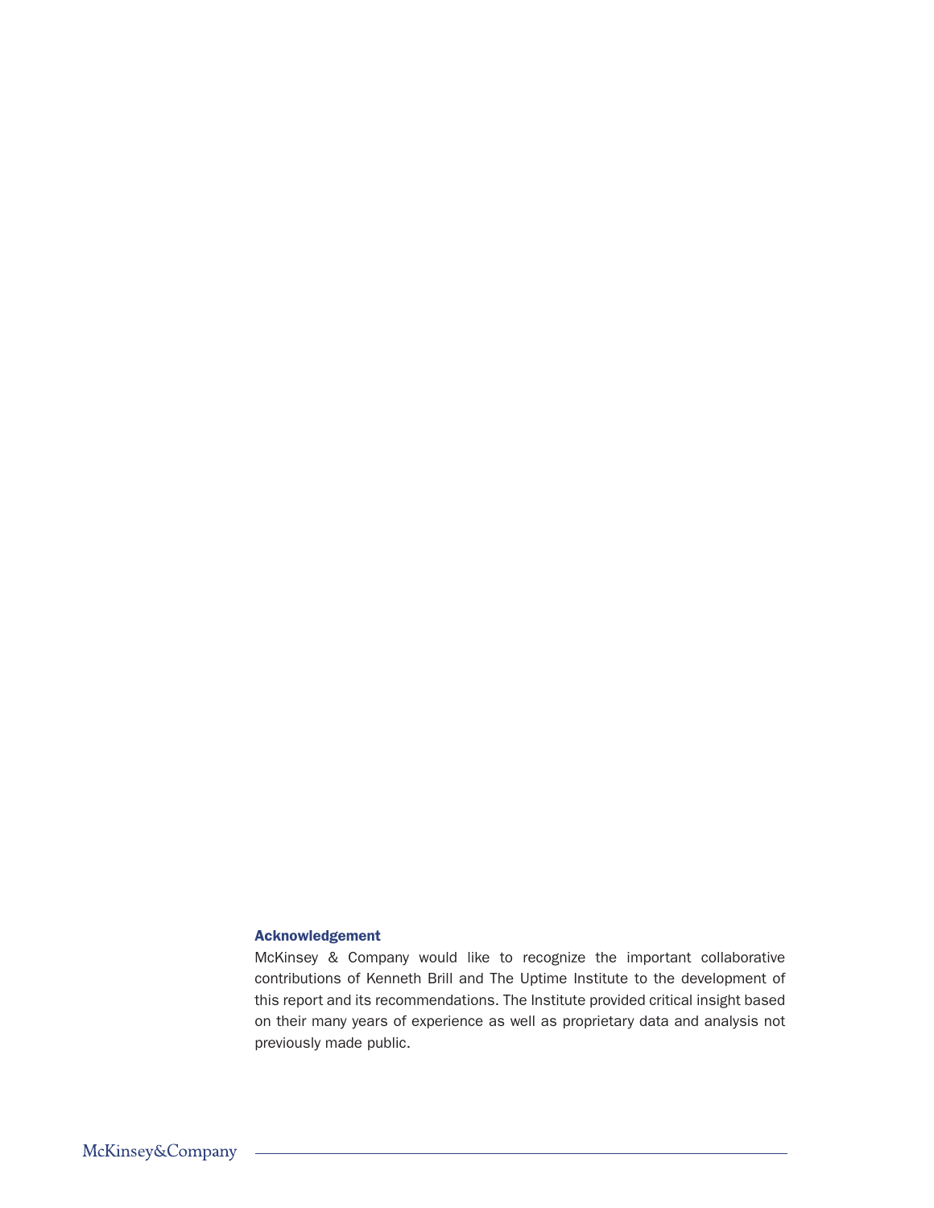### Acknowledgement

McKinsey & Company would like to recognize the important collaborative contributions of Kenneth Brill and The Uptime Institute to the development of this report and its recommendations. The Institute provided critical insight based on their many years of experience as well as proprietary data and analysis not previously made public.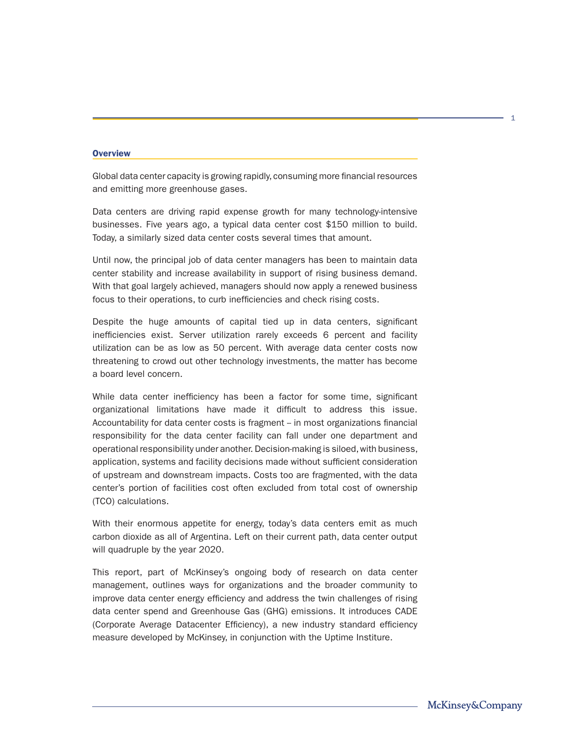## Overview

Global data center capacity is growing rapidly, consuming more financial resources and emitting more greenhouse gases.

Data centers are driving rapid expense growth for many technology-intensive businesses. Five years ago, a typical data center cost $150 million to build. Today, a similarly sized data center costs several times that amount.

Until now, the principal job of data center managers has been to maintain data center stability and increase availability in support of rising business demand. With that goal largely achieved, managers should now apply a renewed business focus to their operations, to curb inefficiencies and check rising costs.

Despite the huge amounts of capital tied up in data centers, significant inefficiencies exist. Server utilization rarely exceeds 6 percent and facility utilization can be as low as 50 percent. With average data center costs now threatening to crowd out other technology investments, the matter has become a board level concern.

While data center inefficiency has been a factor for some time, significant organizational limitations have made it difficult to address this issue. Accountability for data center costs is fragment – in most organizations financial responsibility for the data center facility can fall under one department and operational responsibility under another. Decision-making is siloed, with business, application, systems and facility decisions made without sufficient consideration of upstream and downstream impacts. Costs too are fragmented, with the data center's portion of facilities cost often excluded from total cost of ownership (TCO) calculations.

With their enormous appetite for energy, today's data centers emit as much carbon dioxide as all of Argentina. Left on their current path, data center output will quadruple by the year 2020.

This report, part of McKinsey's ongoing body of research on data center management, outlines ways for organizations and the broader community to improve data center energy efficiency and address the twin challenges of rising data center spend and Greenhouse Gas (GHG) emissions. It introduces CADE (Corporate Average Datacenter Efficiency), a new industry standard efficiency measure developed by McKinsey, in conjunction with the Uptime Institure.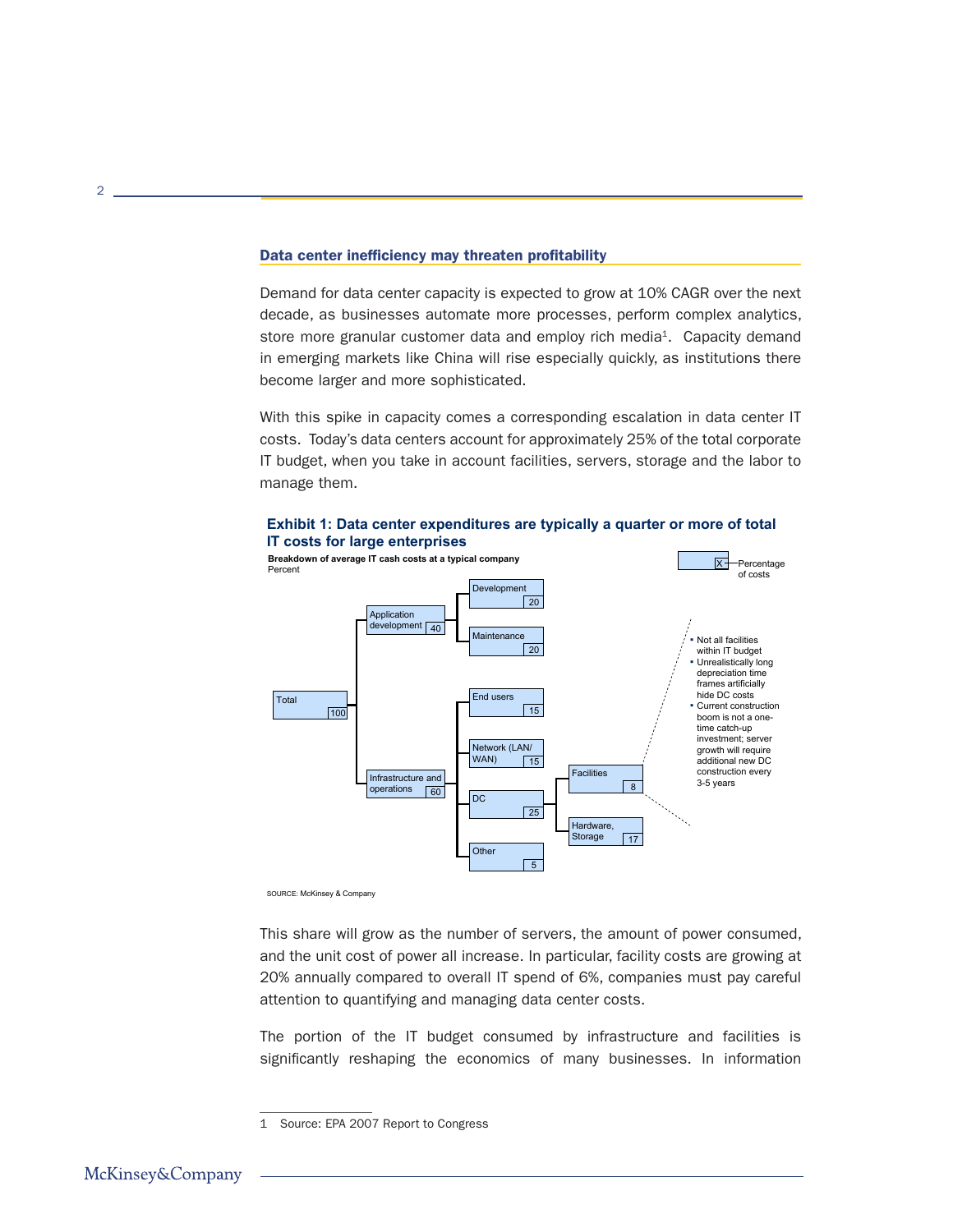## Data center inefficiency may threaten profitability

Demand for data center capacity is expected to grow at 10% CAGR over the next decade, as businesses automate more processes, perform complex analytics, store more granular customer data and employ rich media[1]. Capacity demand in emerging markets like China will rise especially quickly, as institutions there become larger and more sophisticated.

With this spike in capacity comes a corresponding escalation in data center IT costs. Today's data centers account for approximately 25% of the total corporate IT budget, when you take in account facilities, servers, storage and the labor to manage them.

**Exhibit 1: Data center expenditures are typically a quarter or more of total IT costs for large enterprises**

**Breakdown of average IT cash costs at a typical company**
Percent

- Total: 100
  - Application development: 40
    - Development: 20
    - Maintenance: 20
  - Infrastructure and operations: 60
    - End users: 15
    - Network (LAN/WAN): 15
    - DC: 25
      - Facilities: 8
      - Hardware, Storage: 17
    - Other: 5

X = Percentage of costs

Facilities notes:
- Not all facilities within IT budget
- Unrealistically long depreciation time frames artificially hide DC costs
- Current construction boom is not a one-time catch-up investment; server growth will require additional new DC construction every 3-5 years

SOURCE: McKinsey & Company

This share will grow as the number of servers, the amount of power consumed, and the unit cost of power all increase. In particular, facility costs are growing at 20% annually compared to overall IT spend of 6%, companies must pay careful attention to quantifying and managing data center costs.

The portion of the IT budget consumed by infrastructure and facilities is significantly reshaping the economics of many businesses. In information

1 Source: EPA 2007 Report to Congress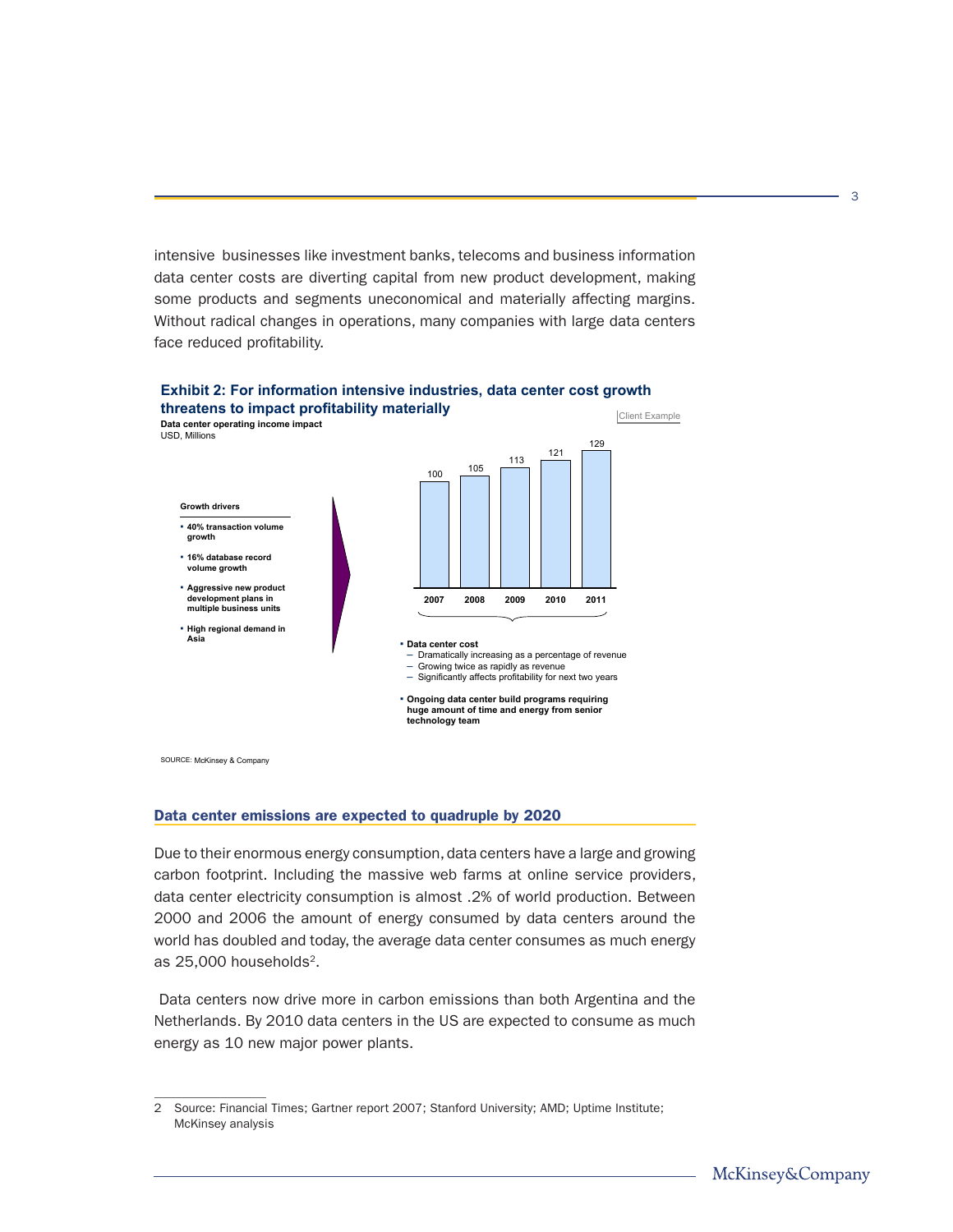intensive businesses like investment banks, telecoms and business information data center costs are diverting capital from new product development, making some products and segments uneconomical and materially affecting margins. Without radical changes in operations, many companies with large data centers face reduced profitability.

**Exhibit 2: For information intensive industries, data center cost growth threatens to impact profitability materially**

Client Example

**Data center operating income impact**
USD, Millions

**Growth drivers**

- **40% transaction volume growth**
- **16% database record volume growth**
- **Aggressive new product development plans in multiple business units**
- **High regional demand in Asia**

| 2007 | 2008 | 2009 | 2010 | 2011 |
|---|---|---|---|---|
| 100 | 105 | 113 | 121 | 129 |

- **Data center cost**
  - Dramatically increasing as a percentage of revenue
  - Growing twice as rapidly as revenue
  - Significantly affects profitability for next two years
- **Ongoing data center build programs requiring huge amount of time and energy from senior technology team**

SOURCE: McKinsey & Company

## Data center emissions are expected to quadruple by 2020

Due to their enormous energy consumption, data centers have a large and growing carbon footprint. Including the massive web farms at online service providers, data center electricity consumption is almost .2% of world production. Between 2000 and 2006 the amount of energy consumed by data centers around the world has doubled and today, the average data center consumes as much energy as 25,000 households[2].

Data centers now drive more in carbon emissions than both Argentina and the Netherlands. By 2010 data centers in the US are expected to consume as much energy as 10 new major power plants.

2 Source: Financial Times; Gartner report 2007; Stanford University; AMD; Uptime Institute; McKinsey analysis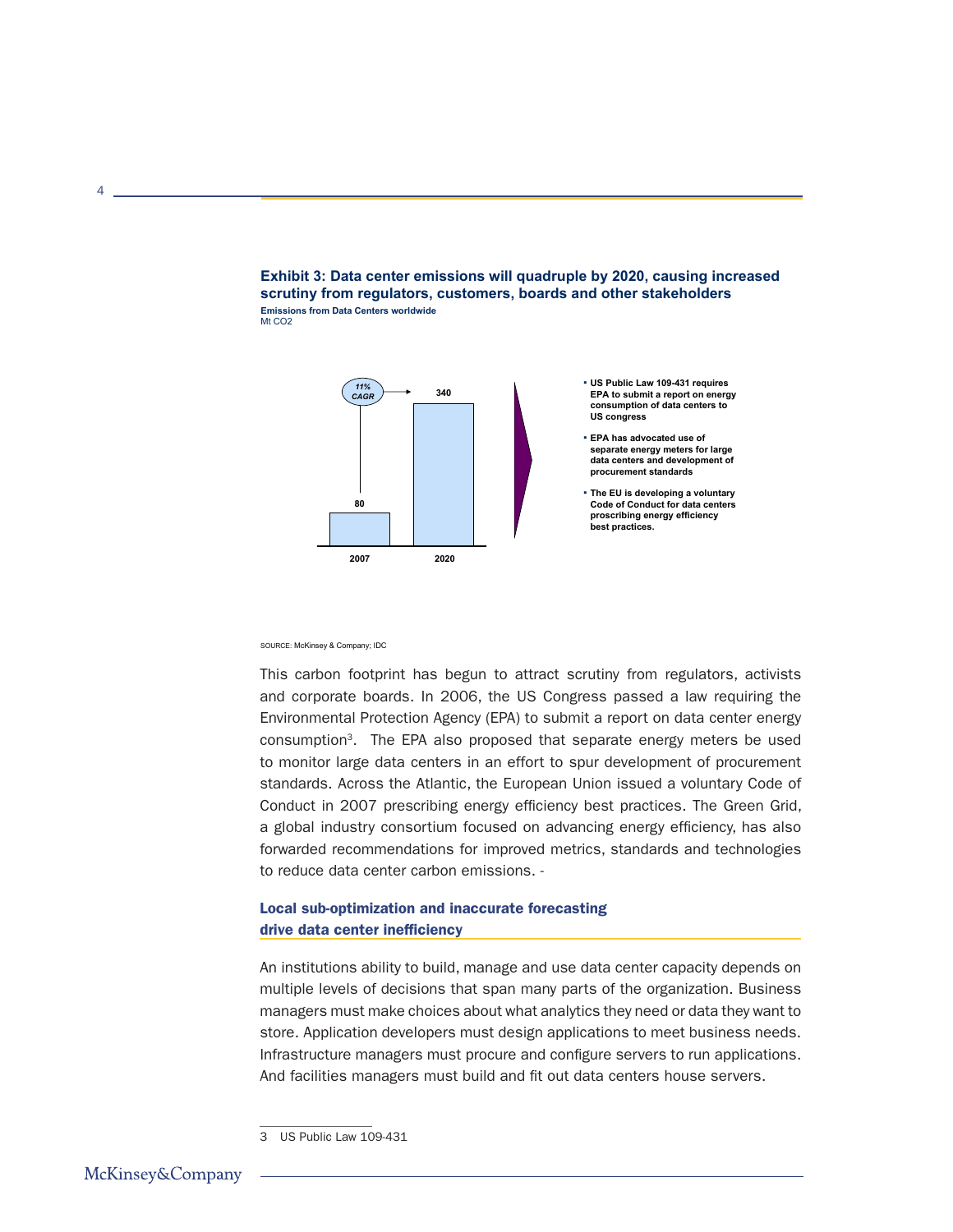**Exhibit 3: Data center emissions will quadruple by 2020, causing increased scrutiny from regulators, customers, boards and other stakeholders**

**Emissions from Data Centers worldwide**
Mt $CO_2$

| Year | Mt $CO_2$ |
|---|---|
| 2007 | 80 |
| 2020 | 340 |

*11% CAGR*

- **US Public Law 109-431 requires EPA to submit a report on energy consumption of data centers to US congress**
- **EPA has advocated use of separate energy meters for large data centers and development of procurement standards**
- **The EU is developing a voluntary Code of Conduct for data centers proscribing energy efficiency best practices.**

SOURCE: McKinsey & Company; IDC

This carbon footprint has begun to attract scrutiny from regulators, activists and corporate boards. In 2006, the US Congress passed a law requiring the Environmental Protection Agency (EPA) to submit a report on data center energy consumption[3]. The EPA also proposed that separate energy meters be used to monitor large data centers in an effort to spur development of procurement standards. Across the Atlantic, the European Union issued a voluntary Code of Conduct in 2007 prescribing energy efficiency best practices. The Green Grid, a global industry consortium focused on advancing energy efficiency, has also forwarded recommendations for improved metrics, standards and technologies to reduce data center carbon emissions. -

## Local sub-optimization and inaccurate forecasting drive data center inefficiency

An institutions ability to build, manage and use data center capacity depends on multiple levels of decisions that span many parts of the organization. Business managers must make choices about what analytics they need or data they want to store. Application developers must design applications to meet business needs. Infrastructure managers must procure and configure servers to run applications. And facilities managers must build and fit out data centers house servers.

3 US Public Law 109-431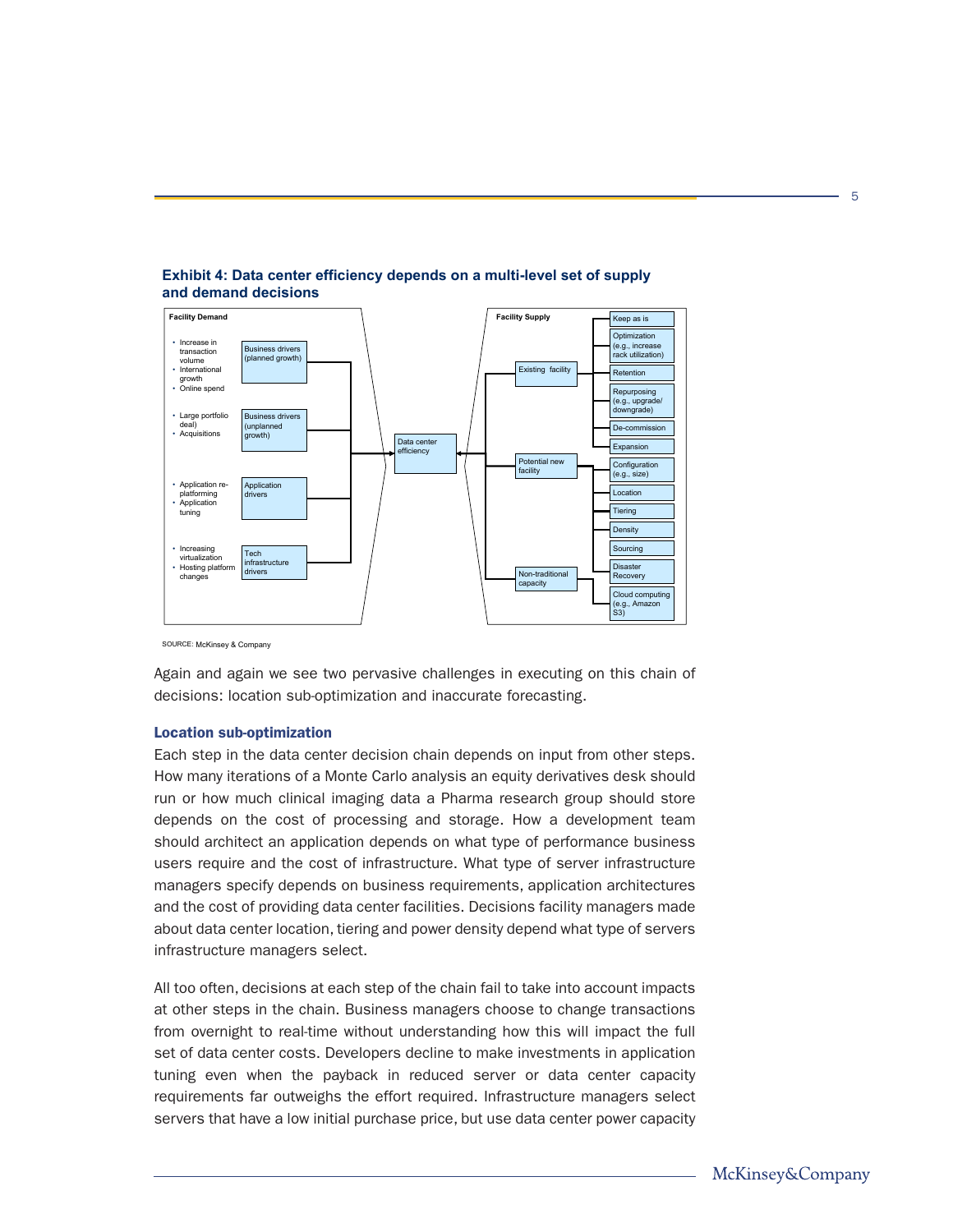**Exhibit 4: Data center efficiency depends on a multi-level set of supply and demand decisions**

**Facility Demand**

- Business drivers (planned growth)
  - Increase in transaction volume
  - International growth
  - Online spend
- Business drivers (unplanned growth)
  - Large portfolio deal)
  - Acquisitions
- Application drivers
  - Application re-platforming
  - Application tuning
- Tech infrastructure drivers
  - Increasing virtualization
  - Hosting platform changes

→ Data center efficiency ←

**Facility Supply**

- Existing facility
  - Keep as is
  - Optimization (e.g., increase rack utilization)
  - Retention
  - Repurposing (e.g., upgrade/ downgrade)
  - De-commission
  - Expansion
- Potential new facility
  - Configuration (e.g., size)
  - Location
  - Tiering
  - Density
  - Sourcing
- Non-traditional capacity
  - Disaster Recovery
  - Cloud computing (e.g., Amazon S3)

SOURCE: McKinsey & Company

Again and again we see two pervasive challenges in executing on this chain of decisions: location sub-optimization and inaccurate forecasting.

### Location sub-optimization

Each step in the data center decision chain depends on input from other steps. How many iterations of a Monte Carlo analysis an equity derivatives desk should run or how much clinical imaging data a Pharma research group should store depends on the cost of processing and storage. How a development team should architect an application depends on what type of performance business users require and the cost of infrastructure. What type of server infrastructure managers specify depends on business requirements, application architectures and the cost of providing data center facilities. Decisions facility managers made about data center location, tiering and power density depend what type of servers infrastructure managers select.

All too often, decisions at each step of the chain fail to take into account impacts at other steps in the chain. Business managers choose to change transactions from overnight to real-time without understanding how this will impact the full set of data center costs. Developers decline to make investments in application tuning even when the payback in reduced server or data center capacity requirements far outweighs the effort required. Infrastructure managers select servers that have a low initial purchase price, but use data center power capacity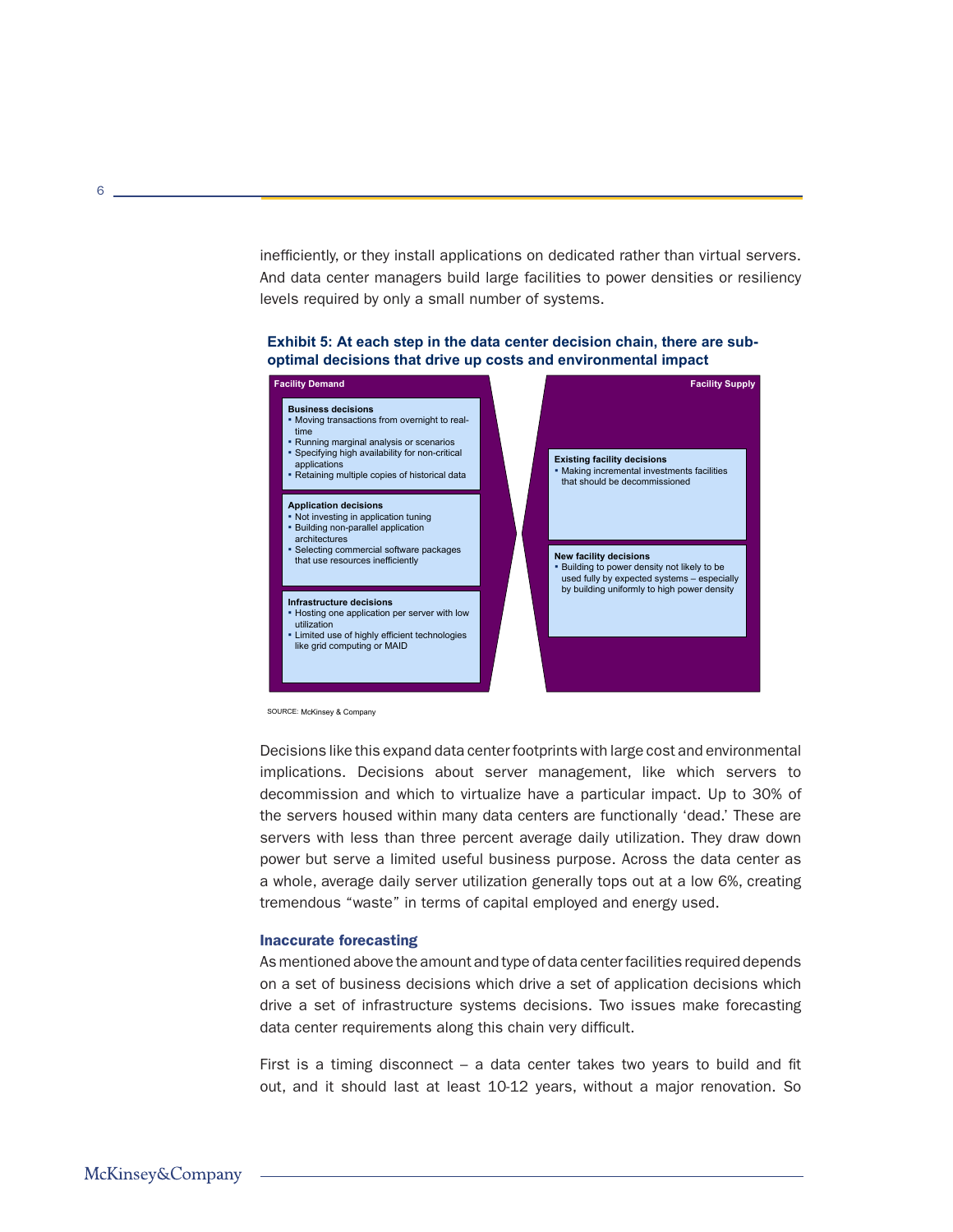inefficiently, or they install applications on dedicated rather than virtual servers. And data center managers build large facilities to power densities or resiliency levels required by only a small number of systems.

**Exhibit 5: At each step in the data center decision chain, there are sub-optimal decisions that drive up costs and environmental impact**

**Facility Demand**

**Business decisions**
- Moving transactions from overnight to real-time
- Running marginal analysis or scenarios
- Specifying high availability for non-critical applications
- Retaining multiple copies of historical data

**Application decisions**
- Not investing in application tuning
- Building non-parallel application architectures
- Selecting commercial software packages that use resources inefficiently

**Infrastructure decisions**
- Hosting one application per server with low utilization
- Limited use of highly efficient technologies like grid computing or MAID

**Facility Supply**

**Existing facility decisions**
- Making incremental investments facilities that should be decommissioned

**New facility decisions**
- Building to power density not likely to be used fully by expected systems – especially by building uniformly to high power density

SOURCE: McKinsey & Company

Decisions like this expand data center footprints with large cost and environmental implications. Decisions about server management, like which servers to decommission and which to virtualize have a particular impact. Up to 30% of the servers housed within many data centers are functionally 'dead.' These are servers with less than three percent average daily utilization. They draw down power but serve a limited useful business purpose. Across the data center as a whole, average daily server utilization generally tops out at a low 6%, creating tremendous "waste" in terms of capital employed and energy used.

### Inaccurate forecasting

As mentioned above the amount and type of data center facilities required depends on a set of business decisions which drive a set of application decisions which drive a set of infrastructure systems decisions. Two issues make forecasting data center requirements along this chain very difficult.

First is a timing disconnect – a data center takes two years to build and fit out, and it should last at least 10-12 years, without a major renovation. So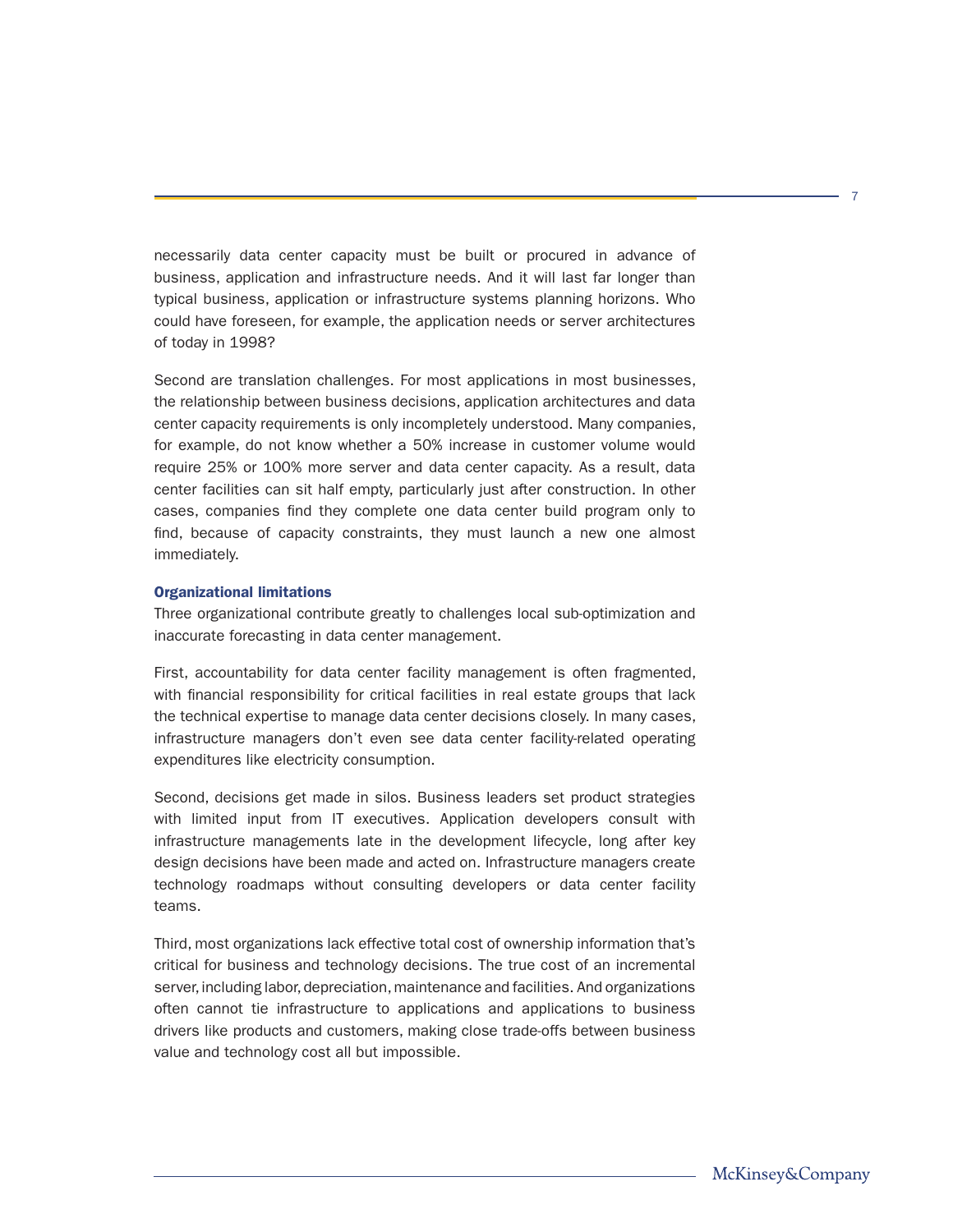necessarily data center capacity must be built or procured in advance of business, application and infrastructure needs. And it will last far longer than typical business, application or infrastructure systems planning horizons. Who could have foreseen, for example, the application needs or server architectures of today in 1998?

Second are translation challenges. For most applications in most businesses, the relationship between business decisions, application architectures and data center capacity requirements is only incompletely understood. Many companies, for example, do not know whether a 50% increase in customer volume would require 25% or 100% more server and data center capacity. As a result, data center facilities can sit half empty, particularly just after construction. In other cases, companies find they complete one data center build program only to find, because of capacity constraints, they must launch a new one almost immediately.

### Organizational limitations

Three organizational contribute greatly to challenges local sub-optimization and inaccurate forecasting in data center management.

First, accountability for data center facility management is often fragmented, with financial responsibility for critical facilities in real estate groups that lack the technical expertise to manage data center decisions closely. In many cases, infrastructure managers don't even see data center facility-related operating expenditures like electricity consumption.

Second, decisions get made in silos. Business leaders set product strategies with limited input from IT executives. Application developers consult with infrastructure managements late in the development lifecycle, long after key design decisions have been made and acted on. Infrastructure managers create technology roadmaps without consulting developers or data center facility teams.

Third, most organizations lack effective total cost of ownership information that's critical for business and technology decisions. The true cost of an incremental server, including labor, depreciation, maintenance and facilities. And organizations often cannot tie infrastructure to applications and applications to business drivers like products and customers, making close trade-offs between business value and technology cost all but impossible.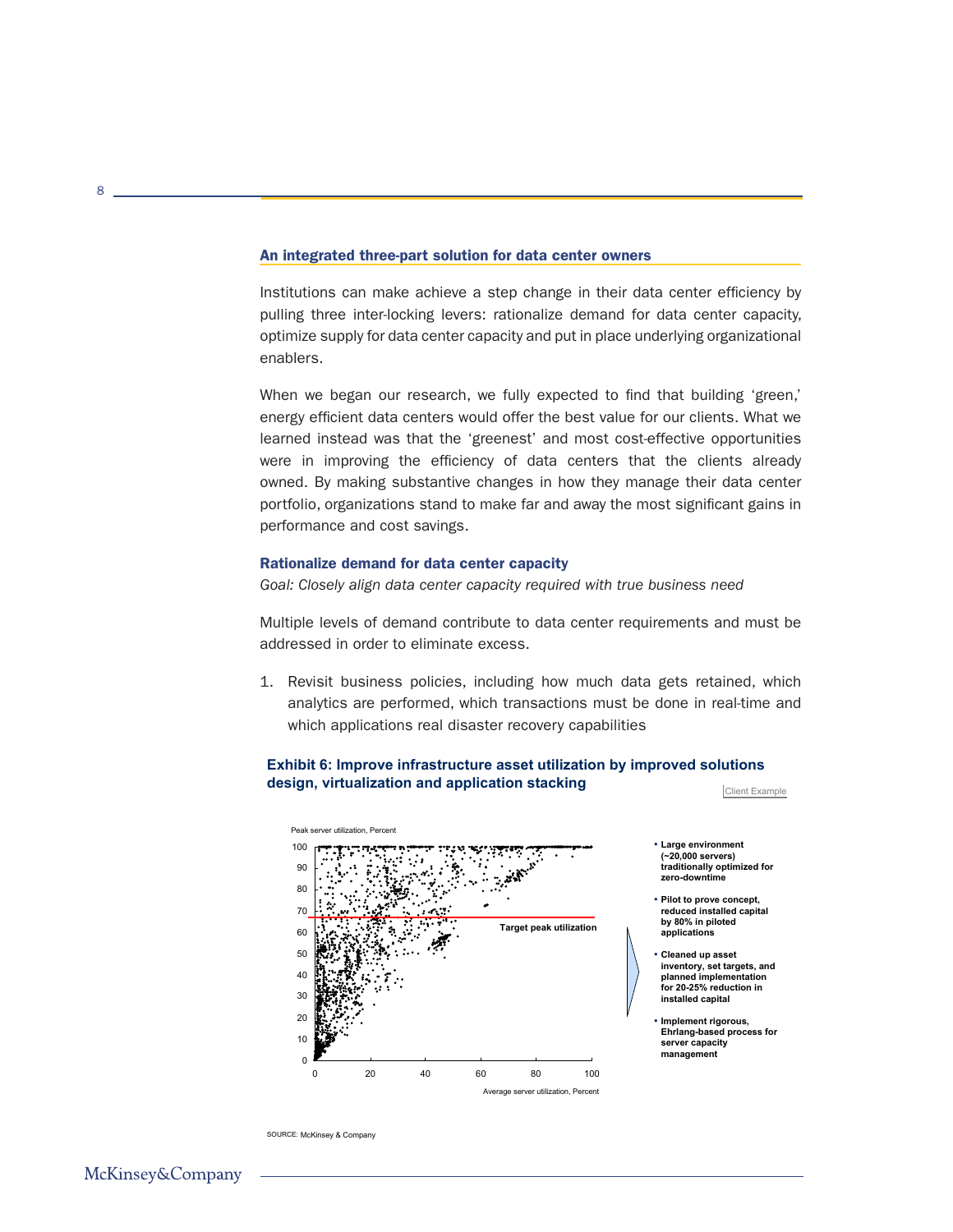## An integrated three-part solution for data center owners

Institutions can make achieve a step change in their data center efficiency by pulling three inter-locking levers: rationalize demand for data center capacity, optimize supply for data center capacity and put in place underlying organizational enablers.

When we began our research, we fully expected to find that building 'green,' energy efficient data centers would offer the best value for our clients. What we learned instead was that the 'greenest' and most cost-effective opportunities were in improving the efficiency of data centers that the clients already owned. By making substantive changes in how they manage their data center portfolio, organizations stand to make far and away the most significant gains in performance and cost savings.

### Rationalize demand for data center capacity

*Goal: Closely align data center capacity required with true business need*

Multiple levels of demand contribute to data center requirements and must be addressed in order to eliminate excess.

1. Revisit business policies, including how much data gets retained, which analytics are performed, which transactions must be done in real-time and which applications real disaster recovery capabilities

**Exhibit 6: Improve infrastructure asset utilization by improved solutions design, virtualization and application stacking**

Client Example

Peak server utilization, Percent

Target peak utilization

Average server utilization, Percent

- **Large environment (~20,000 servers) traditionally optimized for zero-downtime**
- **Pilot to prove concept, reduced installed capital by 80% in piloted applications**
- **Cleaned up asset inventory, set targets, and planned implementation for 20-25% reduction in installed capital**
- **Implement rigorous, Ehrlang-based process for server capacity management**

SOURCE: McKinsey & Company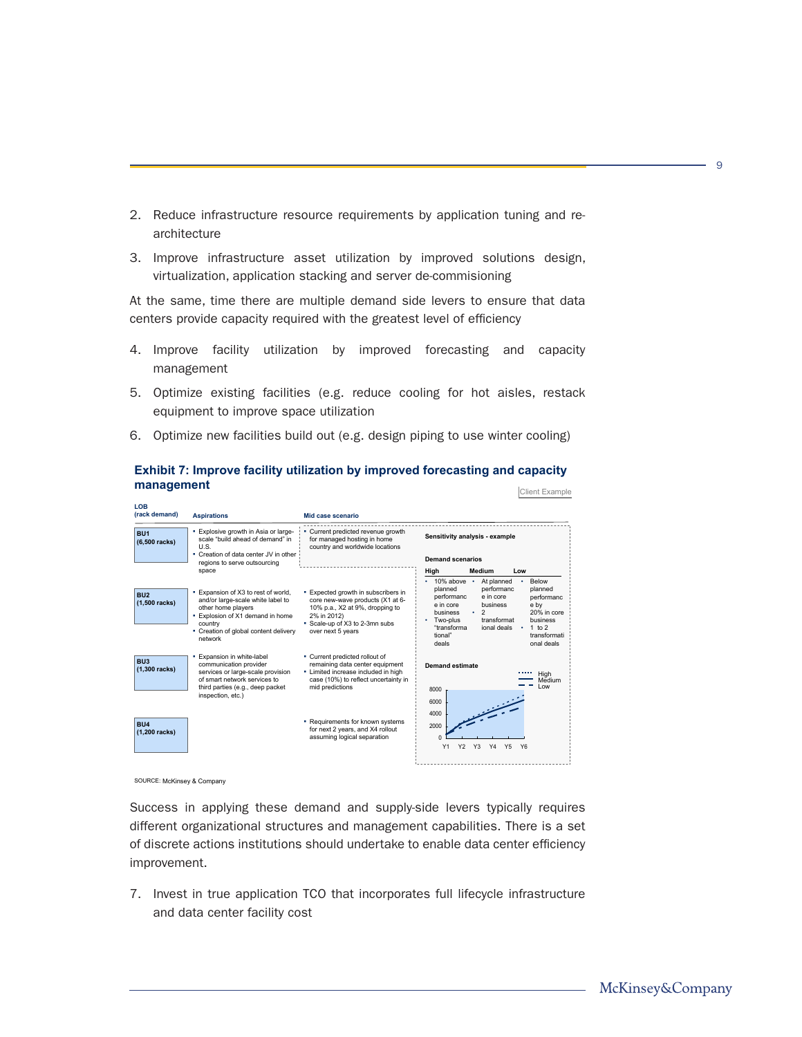2. Reduce infrastructure resource requirements by application tuning and re-architecture
3. Improve infrastructure asset utilization by improved solutions design, virtualization, application stacking and server de-commisioning

At the same, time there are multiple demand side levers to ensure that data centers provide capacity required with the greatest level of efficiency

4. Improve facility utilization by improved forecasting and capacity management
5. Optimize existing facilities (e.g. reduce cooling for hot aisles, restack equipment to improve space utilization
6. Optimize new facilities build out (e.g. design piping to use winter cooling)

**Exhibit 7: Improve facility utilization by improved forecasting and capacity management**

Client Example

| LOB (rack demand) | Aspirations | Mid case scenario |
|---|---|---|
| **BU1 (6,500 racks)** | ▪ Explosive growth in Asia or large-scale "build ahead of demand" in U.S.<br>▪ Creation of data center JV in other regions to serve outsourcing space | ▪ Current predicted revenue growth for managed hosting in home country and worldwide locations |
| **BU2 (1,500 racks)** | ▪ Expansion of X3 to rest of world, and/or large-scale white label to other home players<br>▪ Explosion of X1 demand in home country<br>▪ Creation of global content delivery network | ▪ Expected growth in subscribers in core new-wave products (X1 at 6-10% p.a., X2 at 9%, dropping to 2% in 2012)<br>▪ Scale-up of X3 to 2-3mn subs over next 5 years |
| **BU3 (1,300 racks)** | ▪ Expansion in white-label communication provider services or large-scale provision of smart network services to third parties (e.g., deep packet inspection, etc.) | ▪ Current predicted rollout of remaining data center equipment<br>▪ Limited increase included in high case (10%) to reflect uncertainty in mid predictions |
| **BU4 (1,200 racks)** | | ▪ Requirements for known systems for next 2 years, and X4 rollout assuming logical separation |

**Sensitivity analysis - example**

**Demand scenarios**

| High | Medium | Low |
|---|---|---|
| • 10% above planned performance in core business<br>• Two-plus "transformational" deals | • At planned performance in core business<br>• 2 transformational deals | • Below planned performance by 20% in core business<br>• 1 to 2 transformational deals |

**Demand estimate**

(Chart: High, Medium, Low demand estimates, Y1–Y6, 0–8000)

SOURCE: McKinsey & Company

Success in applying these demand and supply-side levers typically requires different organizational structures and management capabilities. There is a set of discrete actions institutions should undertake to enable data center efficiency improvement.

7. Invest in true application TCO that incorporates full lifecycle infrastructure and data center facility cost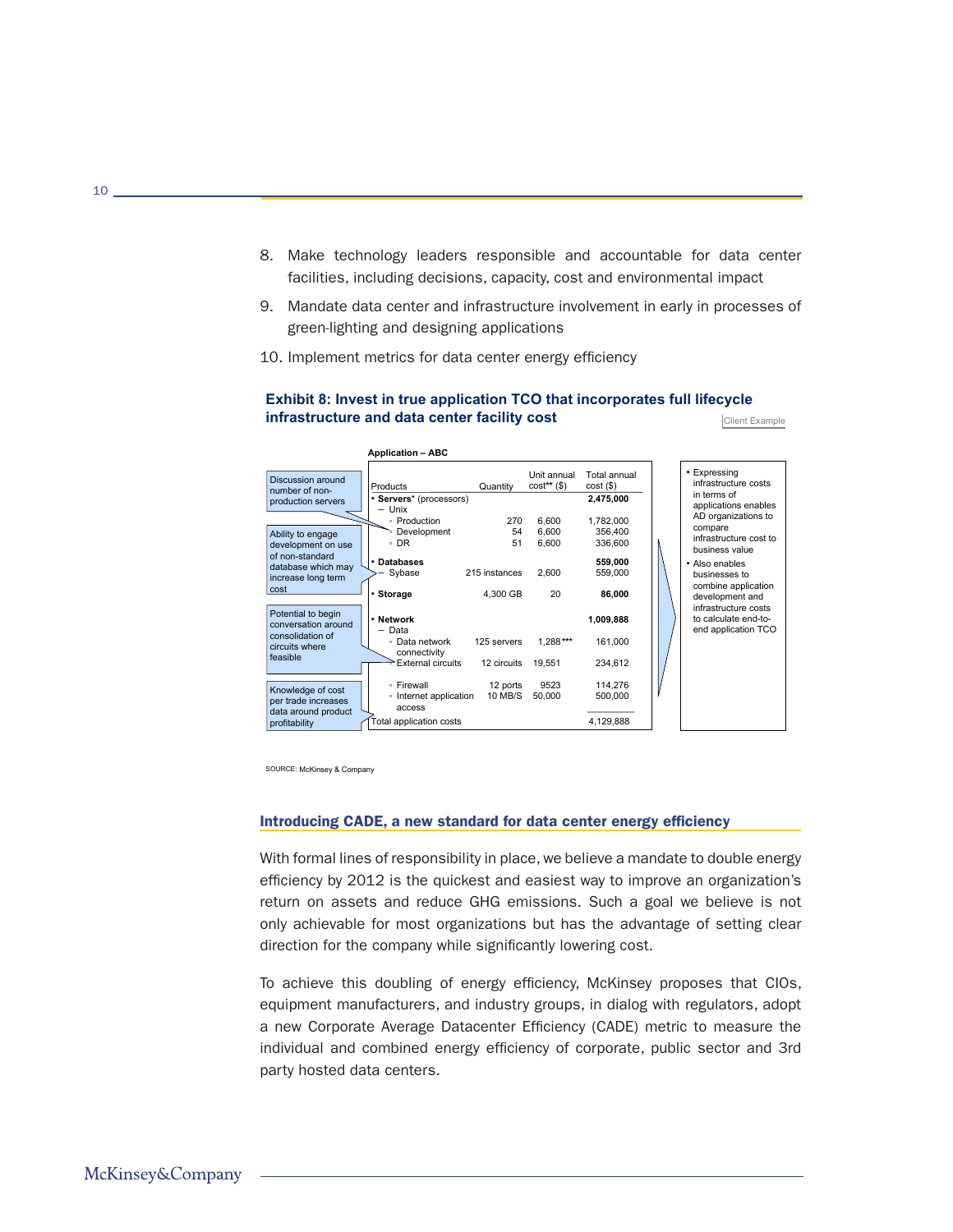8. Make technology leaders responsible and accountable for data center facilities, including decisions, capacity, cost and environmental impact
9. Mandate data center and infrastructure involvement in early in processes of green-lighting and designing applications
10. Implement metrics for data center energy efficiency

**Exhibit 8: Invest in true application TCO that incorporates full lifecycle infrastructure and data center facility cost**

Client Example

**Application – ABC**

| Products | Quantity | Unit annual cost** ($) | Total annual cost ($) |
|---|---|---|---|
| ▪ **Servers*** (processors) | | | **2,475,000** |
| – Unix | | | |
| ▫ Production | 270 | 6,600 | 1,782,000 |
| ▫ Development | 54 | 6,600 | 356,400 |
| ▫ DR | 51 | 6,600 | 336,600 |
| ▪ **Databases** | | | **559,000** |
| – Sybase | 215 instances | 2,600 | 559,000 |
| ▪ **Storage** | 4,300 GB | 20 | **86,000** |
| ▪ **Network** | | | **1,009,888** |
| – Data | | | |
| ▫ Data network connectivity | 125 servers | 1,288*** | 161,000 |
| ▫ External circuits | 12 circuits | 19,551 | 234,612 |
| ▫ Firewall | 12 ports | 9523 | 114,276 |
| ▫ Internet application access | 10 MB/S | 50,000 | 500,000 |
| Total application costs | | | 4,129,888 |

Callouts:
- Discussion around number of non-production servers
- Ability to engage development on use of non-standard database which may increase long term cost
- Potential to begin conversation around consolidation of circuits where feasible
- Knowledge of cost per trade increases data around product profitability

- Expressing infrastructure costs in terms of applications enables AD organizations to compare infrastructure cost to business value
- Also enables businesses to combine application development and infrastructure costs to calculate end-to-end application TCO

SOURCE: McKinsey & Company

## Introducing CADE, a new standard for data center energy efficiency

With formal lines of responsibility in place, we believe a mandate to double energy efficiency by 2012 is the quickest and easiest way to improve an organization's return on assets and reduce GHG emissions. Such a goal we believe is not only achievable for most organizations but has the advantage of setting clear direction for the company while significantly lowering cost.

To achieve this doubling of energy efficiency, McKinsey proposes that CIOs, equipment manufacturers, and industry groups, in dialog with regulators, adopt a new Corporate Average Datacenter Efficiency (CADE) metric to measure the individual and combined energy efficiency of corporate, public sector and 3rd party hosted data centers.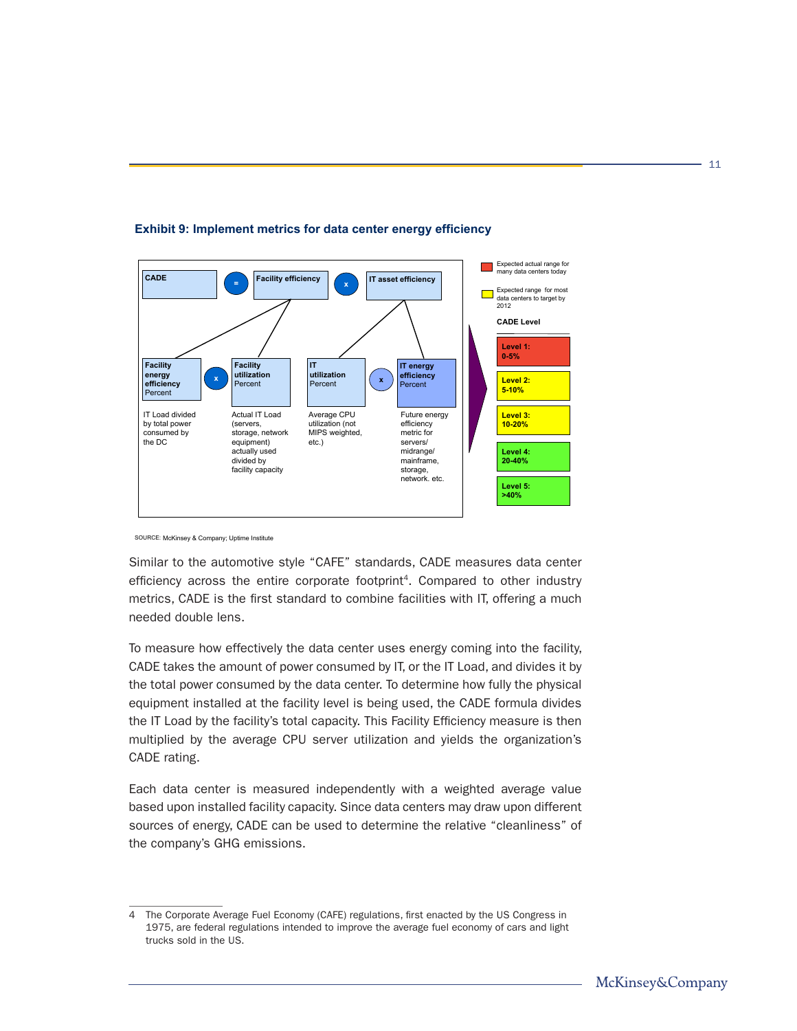**Exhibit 9: Implement metrics for data center energy efficiency**

CADE = Facility efficiency x IT asset efficiency

Facility efficiency = Facility energy efficiency (Percent) x Facility utilization (Percent)

IT asset efficiency = IT utilization (Percent) x IT energy efficiency (Percent)

- **Facility energy efficiency** (Percent): IT Load divided by total power consumed by the DC
- **Facility utilization** (Percent): Actual IT Load (servers, storage, network equipment) actually used divided by facility capacity
- **IT utilization** (Percent): Average CPU utilization (not MIPS weighted, etc.)
- **IT energy efficiency** (Percent): Future energy efficiency metric for servers/ midrange/ mainframe, storage, network. etc.

Legend: Red = Expected actual range for many data centers today; Yellow = Expected range for most data centers to target by 2012

**CADE Level**

| Level | Range |
|---|---|
| Level 1: | 0-5% |
| Level 2: | 5-10% |
| Level 3: | 10-20% |
| Level 4: | 20-40% |
| Level 5: | >40% |

SOURCE: McKinsey & Company; Uptime Institute

Similar to the automotive style "CAFE" standards, CADE measures data center efficiency across the entire corporate footprint[4]. Compared to other industry metrics, CADE is the first standard to combine facilities with IT, offering a much needed double lens.

To measure how effectively the data center uses energy coming into the facility, CADE takes the amount of power consumed by IT, or the IT Load, and divides it by the total power consumed by the data center. To determine how fully the physical equipment installed at the facility level is being used, the CADE formula divides the IT Load by the facility's total capacity. This Facility Efficiency measure is then multiplied by the average CPU server utilization and yields the organization's CADE rating.

Each data center is measured independently with a weighted average value based upon installed facility capacity. Since data centers may draw upon different sources of energy, CADE can be used to determine the relative "cleanliness" of the company's GHG emissions.

---

4 The Corporate Average Fuel Economy (CAFE) regulations, first enacted by the US Congress in 1975, are federal regulations intended to improve the average fuel economy of cars and light trucks sold in the US.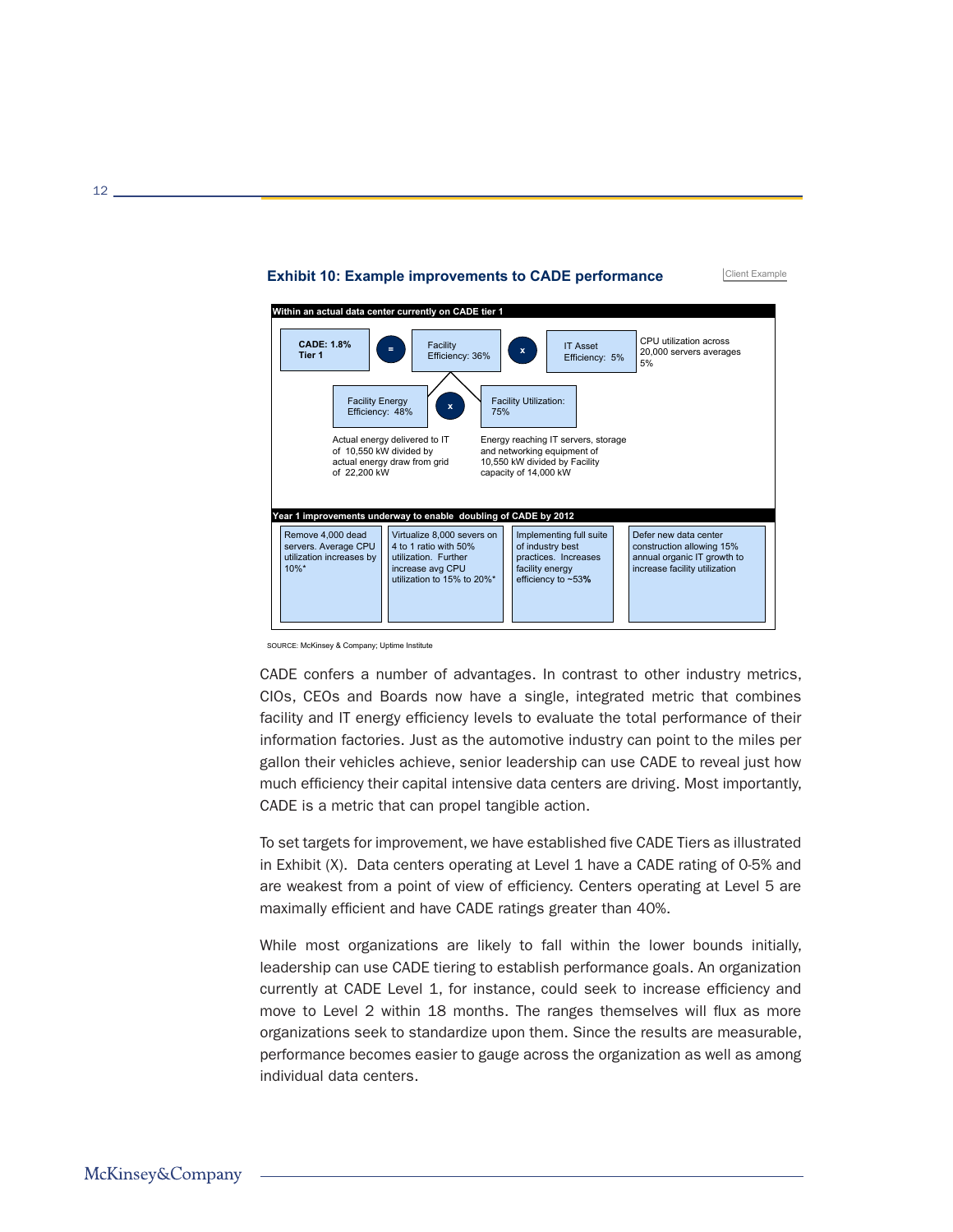**Exhibit 10: Example improvements to CADE performance**

Client Example

**Within an actual data center currently on CADE tier 1**

**CADE: 1.8% Tier 1** = Facility Efficiency: 36% x IT Asset Efficiency: 5%

CPU utilization across 20,000 servers averages 5%

Facility Efficiency: 36% = Facility Energy Efficiency: 48% x Facility Utilization: 75%

- Facility Energy Efficiency: 48% — Actual energy delivered to IT of 10,550 kW divided by actual energy draw from grid of 22,200 kW
- Facility Utilization: 75% — Energy reaching IT servers, storage and networking equipment of 10,550 kW divided by Facility capacity of 14,000 kW

**Year 1 improvements underway to enable doubling of CADE by 2012**

| Remove 4,000 dead servers. Average CPU utilization increases by 10%* | Virtualize 8,000 severs on 4 to 1 ratio with 50% utilization. Further increase avg CPU utilization to 15% to 20%* | Implementing full suite of industry best practices. Increases facility energy efficiency to ~53**%** | Defer new data center construction allowing 15% annual organic IT growth to increase facility utilization |
|---|---|---|---|

SOURCE: McKinsey & Company; Uptime Institute

CADE confers a number of advantages. In contrast to other industry metrics, CIOs, CEOs and Boards now have a single, integrated metric that combines facility and IT energy efficiency levels to evaluate the total performance of their information factories. Just as the automotive industry can point to the miles per gallon their vehicles achieve, senior leadership can use CADE to reveal just how much efficiency their capital intensive data centers are driving. Most importantly, CADE is a metric that can propel tangible action.

To set targets for improvement, we have established five CADE Tiers as illustrated in Exhibit (X). Data centers operating at Level 1 have a CADE rating of 0-5% and are weakest from a point of view of efficiency. Centers operating at Level 5 are maximally efficient and have CADE ratings greater than 40%.

While most organizations are likely to fall within the lower bounds initially, leadership can use CADE tiering to establish performance goals. An organization currently at CADE Level 1, for instance, could seek to increase efficiency and move to Level 2 within 18 months. The ranges themselves will flux as more organizations seek to standardize upon them. Since the results are measurable, performance becomes easier to gauge across the organization as well as among individual data centers.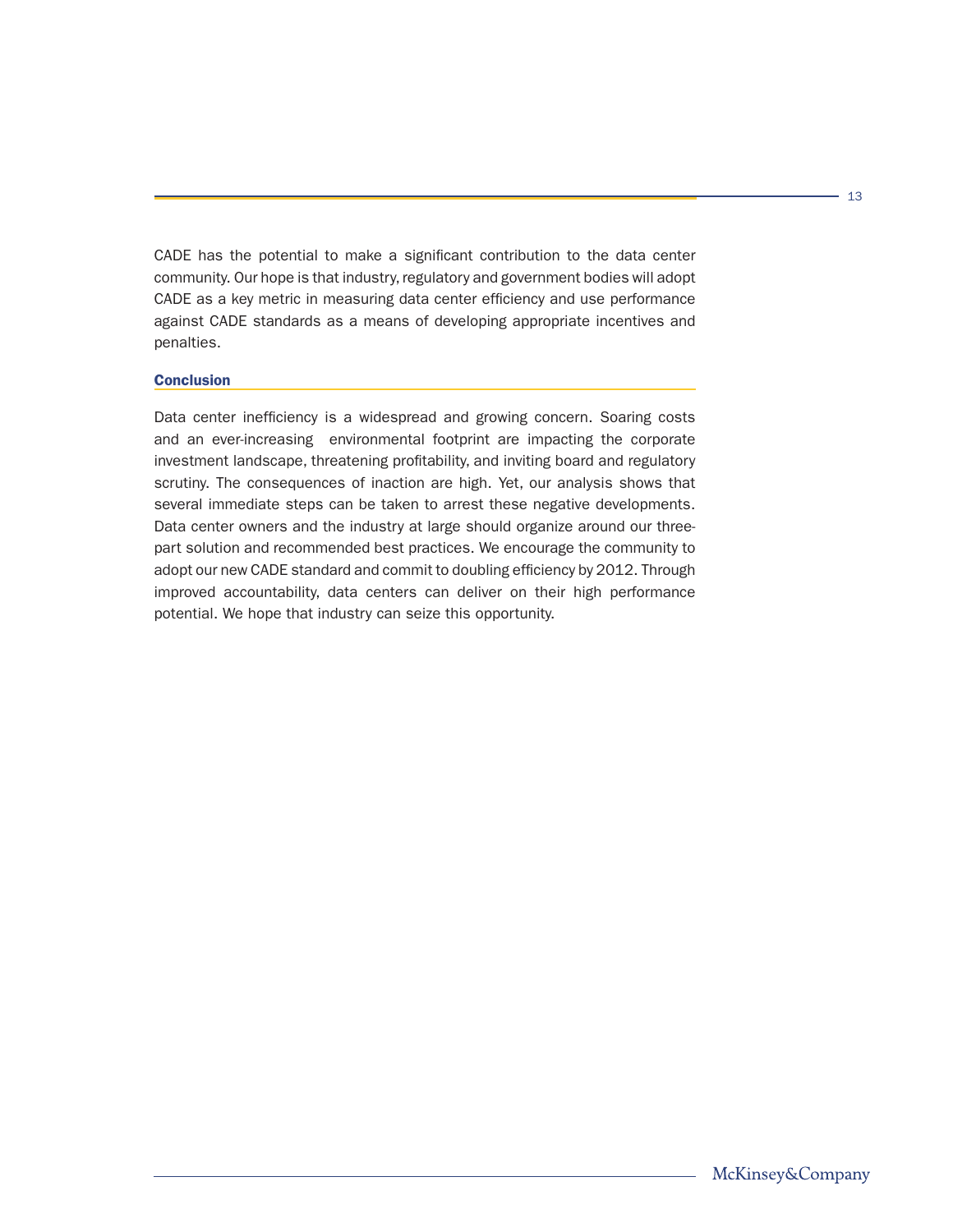CADE has the potential to make a significant contribution to the data center community. Our hope is that industry, regulatory and government bodies will adopt CADE as a key metric in measuring data center efficiency and use performance against CADE standards as a means of developing appropriate incentives and penalties.

## Conclusion

Data center inefficiency is a widespread and growing concern. Soaring costs and an ever-increasing environmental footprint are impacting the corporate investment landscape, threatening profitability, and inviting board and regulatory scrutiny. The consequences of inaction are high. Yet, our analysis shows that several immediate steps can be taken to arrest these negative developments. Data center owners and the industry at large should organize around our three-part solution and recommended best practices. We encourage the community to adopt our new CADE standard and commit to doubling efficiency by 2012. Through improved accountability, data centers can deliver on their high performance potential. We hope that industry can seize this opportunity.